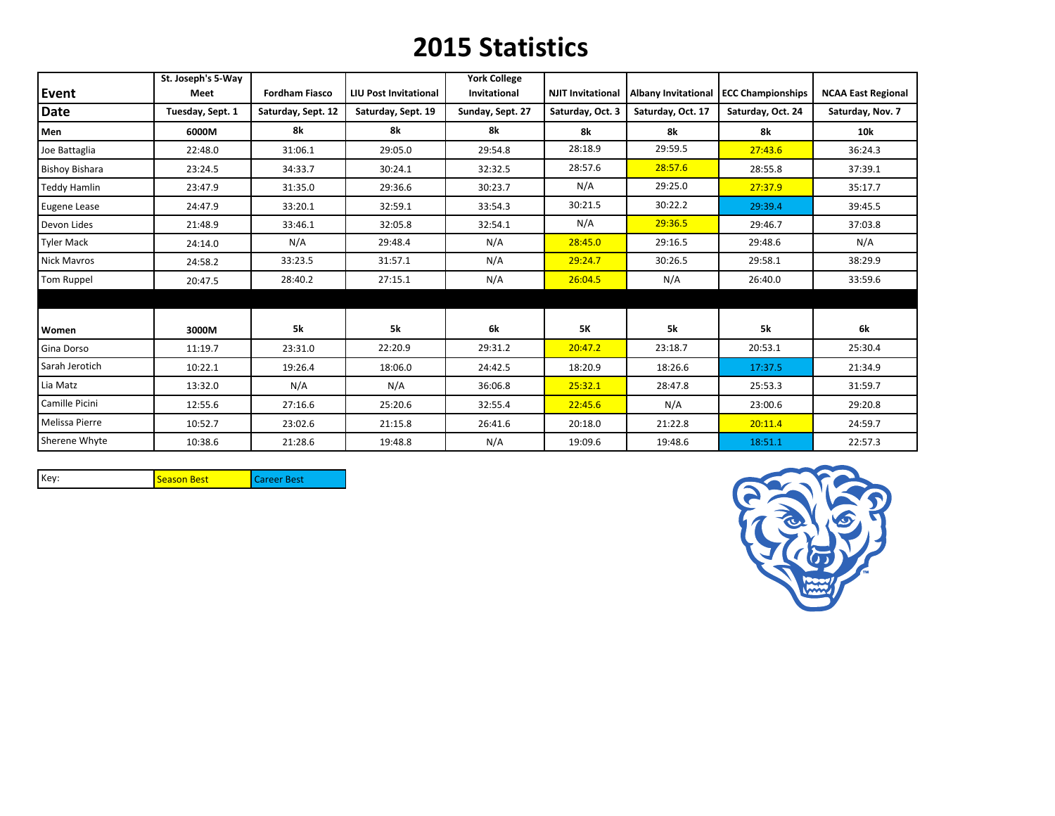# 2015 Statistics

| Event | St. Joseph's 5-Way Meet | Fordham Fiasco | LIU Post Invitational | York College Invitational | NJIT Invitational | Albany Invitational | ECC Championships | NCAA East Regional |
|---|---|---|---|---|---|---|---|---|
| **Date** | Tuesday, Sept. 1 | Saturday, Sept. 12 | Saturday, Sept. 19 | Sunday, Sept. 27 | Saturday, Oct. 3 | Saturday, Oct. 17 | Saturday, Oct. 24 | Saturday, Nov. 7 |
| **Men** | 6000M | 8k | 8k | 8k | 8k | 8k | 8k | 10k |
| Joe Battaglia | 22:48.0 | 31:06.1 | 29:05.0 | 29:54.8 | 28:18.9 | 29:59.5 | 27:43.6 | 36:24.3 |
| Bishoy Bishara | 23:24.5 | 34:33.7 | 30:24.1 | 32:32.5 | 28:57.6 | 28:57.6 | 28:55.8 | 37:39.1 |
| Teddy Hamlin | 23:47.9 | 31:35.0 | 29:36.6 | 30:23.7 | N/A | 29:25.0 | 27:37.9 | 35:17.7 |
| Eugene Lease | 24:47.9 | 33:20.1 | 32:59.1 | 33:54.3 | 30:21.5 | 30:22.2 | 29:39.4 | 39:45.5 |
| Devon Lides | 21:48.9 | 33:46.1 | 32:05.8 | 32:54.1 | N/A | 29:36.5 | 29:46.7 | 37:03.8 |
| Tyler Mack | 24:14.0 | N/A | 29:48.4 | N/A | 28:45.0 | 29:16.5 | 29:48.6 | N/A |
| Nick Mavros | 24:58.2 | 33:23.5 | 31:57.1 | N/A | 29:24.7 | 30:26.5 | 29:58.1 | 38:29.9 |
| Tom Ruppel | 20:47.5 | 28:40.2 | 27:15.1 | N/A | 26:04.5 | N/A | 26:40.0 | 33:59.6 |
| | | | | | | | | |
| **Women** | 3000M | 5k | 5k | 6k | 5K | 5k | 5k | 6k |
| Gina Dorso | 11:19.7 | 23:31.0 | 22:20.9 | 29:31.2 | 20:47.2 | 23:18.7 | 20:53.1 | 25:30.4 |
| Sarah Jerotich | 10:22.1 | 19:26.4 | 18:06.0 | 24:42.5 | 18:20.9 | 18:26.6 | 17:37.5 | 21:34.9 |
| Lia Matz | 13:32.0 | N/A | N/A | 36:06.8 | 25:32.1 | 28:47.8 | 25:53.3 | 31:59.7 |
| Camille Picini | 12:55.6 | 27:16.6 | 25:20.6 | 32:55.4 | 22:45.6 | N/A | 23:00.6 | 29:20.8 |
| Melissa Pierre | 10:52.7 | 23:02.6 | 21:15.8 | 26:41.6 | 20:18.0 | 21:22.8 | 20:11.4 | 24:59.7 |
| Sherene Whyte | 10:38.6 | 21:28.6 | 19:48.8 | N/A | 19:09.6 | 19:48.6 | 18:51.1 | 22:57.3 |

| Key: | Season Best | Career Best |
|---|---|---|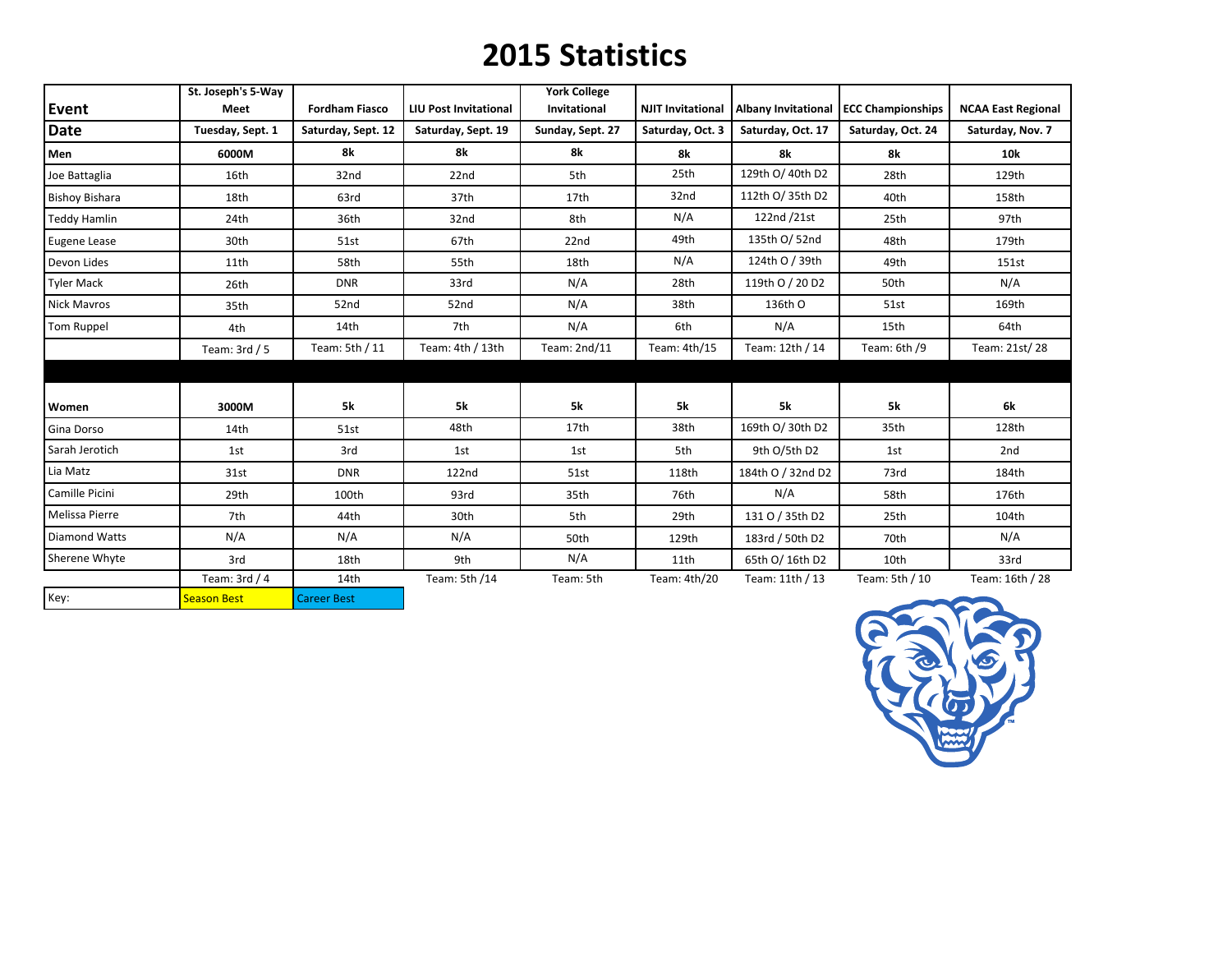# 2015 Statistics

| Event | St. Joseph's 5-Way Meet | Fordham Fiasco | LIU Post Invitational | York College Invitational | NJIT Invitational | Albany Invitational | ECC Championships | NCAA East Regional |
|---|---|---|---|---|---|---|---|---|
| **Date** | Tuesday, Sept. 1 | Saturday, Sept. 12 | Saturday, Sept. 19 | Sunday, Sept. 27 | Saturday, Oct. 3 | Saturday, Oct. 17 | Saturday, Oct. 24 | Saturday, Nov. 7 |
| **Men** | **6000M** | **8k** | **8k** | **8k** | **8k** | **8k** | **8k** | **10k** |
| Joe Battaglia | 16th | 32nd | 22nd | 5th | 25th | 129th O/ 40th D2 | 28th | 129th |
| Bishoy Bishara | 18th | 63rd | 37th | 17th | 32nd | 112th O/ 35th D2 | 40th | 158th |
| Teddy Hamlin | 24th | 36th | 32nd | 8th | N/A | 122nd /21st | 25th | 97th |
| Eugene Lease | 30th | 51st | 67th | 22nd | 49th | 135th O/ 52nd | 48th | 179th |
| Devon Lides | 11th | 58th | 55th | 18th | N/A | 124th O / 39th | 49th | 151st |
| Tyler Mack | 26th | DNR | 33rd | N/A | 28th | 119th O / 20 D2 | 50th | N/A |
| Nick Mavros | 35th | 52nd | 52nd | N/A | 38th | 136th O | 51st | 169th |
| Tom Ruppel | 4th | 14th | 7th | N/A | 6th | N/A | 15th | 64th |
| | Team: 3rd / 5 | Team: 5th / 11 | Team: 4th / 13th | Team: 2nd/11 | Team: 4th/15 | Team: 12th / 14 | Team: 6th /9 | Team: 21st/ 28 |
| | | | | | | | | |
| **Women** | **3000M** | **5k** | **5k** | **5k** | **5k** | **5k** | **5k** | **6k** |
| Gina Dorso | 14th | 51st | 48th | 17th | 38th | 169th O/ 30th D2 | 35th | 128th |
| Sarah Jerotich | 1st | 3rd | 1st | 1st | 5th | 9th O/5th D2 | 1st | 2nd |
| Lia Matz | 31st | DNR | 122nd | 51st | 118th | 184th O / 32nd D2 | 73rd | 184th |
| Camille Picini | 29th | 100th | 93rd | 35th | 76th | N/A | 58th | 176th |
| Melissa Pierre | 7th | 44th | 30th | 5th | 29th | 131 O / 35th D2 | 25th | 104th |
| Diamond Watts | N/A | N/A | N/A | 50th | 129th | 183rd / 50th D2 | 70th | N/A |
| Sherene Whyte | 3rd | 18th | 9th | N/A | 11th | 65th O/ 16th D2 | 10th | 33rd |
| | Team: 3rd / 4 | 14th | Team: 5th /14 | Team: 5th | Team: 4th/20 | Team: 11th / 13 | Team: 5th / 10 | Team: 16th / 28 |

Key: Season Best | Career Best